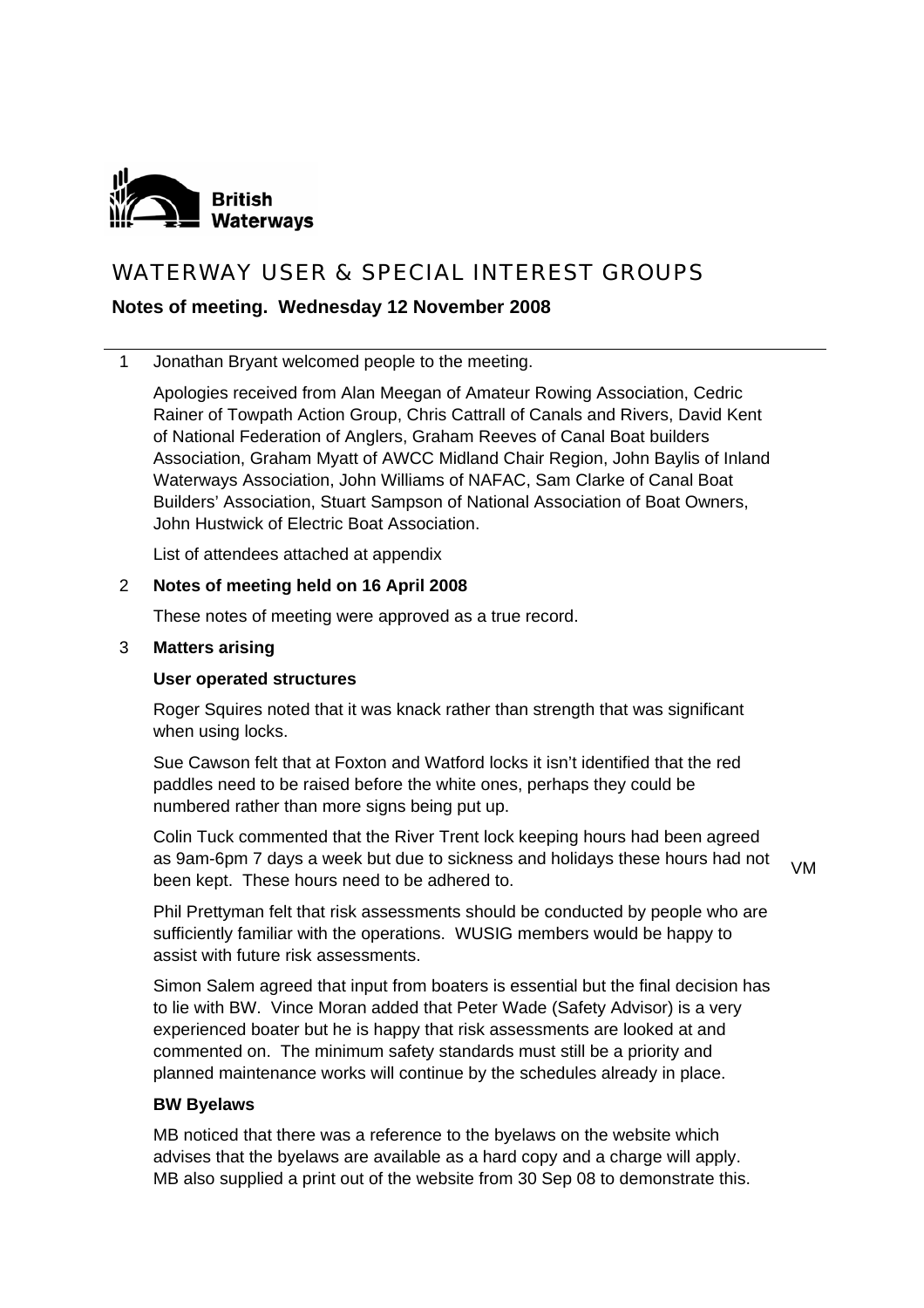British Waterways

# WATERWAY USER & SPECIAL INTEREST GROUPS

**Notes of meeting. Wednesday 12 November 2008**

1 Jonathan Bryant welcomed people to the meeting.

Apologies received from Alan Meegan of Amateur Rowing Association, Cedric Rainer of Towpath Action Group, Chris Cattrall of Canals and Rivers, David Kent of National Federation of Anglers, Graham Reeves of Canal Boat builders Association, Graham Myatt of AWCC Midland Chair Region, John Baylis of Inland Waterways Association, John Williams of NAFAC, Sam Clarke of Canal Boat Builders' Association, Stuart Sampson of National Association of Boat Owners, John Hustwick of Electric Boat Association.

List of attendees attached at appendix

2 **Notes of meeting held on 16 April 2008**

These notes of meeting were approved as a true record.

3 **Matters arising**

**User operated structures**

Roger Squires noted that it was knack rather than strength that was significant when using locks.

Sue Cawson felt that at Foxton and Watford locks it isn't identified that the red paddles need to be raised before the white ones, perhaps they could be numbered rather than more signs being put up.

Colin Tuck commented that the River Trent lock keeping hours had been agreed as 9am-6pm 7 days a week but due to sickness and holidays these hours had not been kept. These hours need to be adhered to. VM

Phil Prettyman felt that risk assessments should be conducted by people who are sufficiently familiar with the operations. WUSIG members would be happy to assist with future risk assessments.

Simon Salem agreed that input from boaters is essential but the final decision has to lie with BW. Vince Moran added that Peter Wade (Safety Advisor) is a very experienced boater but he is happy that risk assessments are looked at and commented on. The minimum safety standards must still be a priority and planned maintenance works will continue by the schedules already in place.

**BW Byelaws**

MB noticed that there was a reference to the byelaws on the website which advises that the byelaws are available as a hard copy and a charge will apply. MB also supplied a print out of the website from 30 Sep 08 to demonstrate this.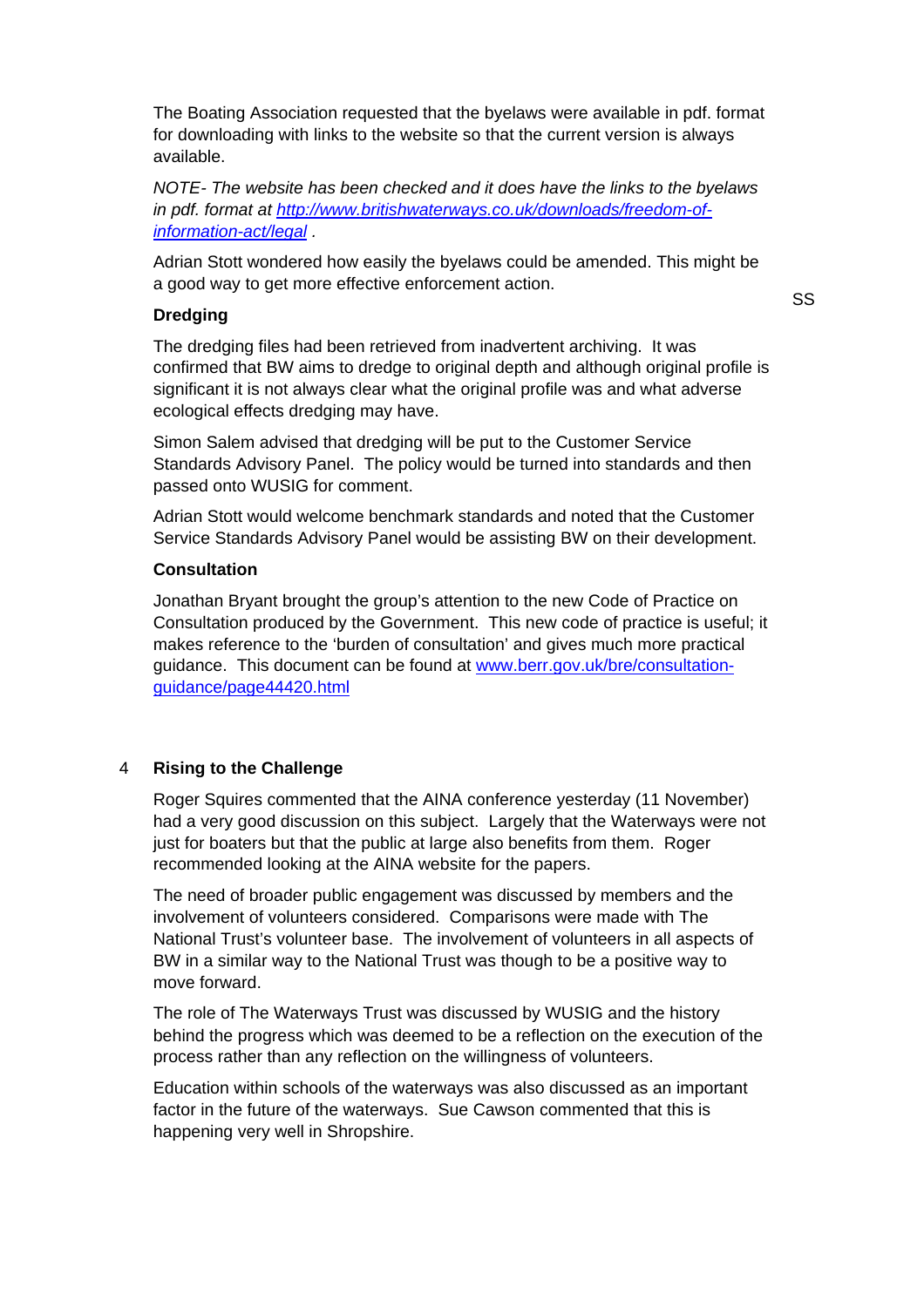The Boating Association requested that the byelaws were available in pdf. format for downloading with links to the website so that the current version is always available.

*NOTE- The website has been checked and it does have the links to the byelaws in pdf. format at [http://www.britishwaterways.co.uk/downloads/freedom-of-information-act/legal](http://www.britishwaterways.co.uk/downloads/freedom-of-information-act/legal) .*

Adrian Stott wondered how easily the byelaws could be amended. This might be a good way to get more effective enforcement action. SS

**Dredging**

The dredging files had been retrieved from inadvertent archiving. It was confirmed that BW aims to dredge to original depth and although original profile is significant it is not always clear what the original profile was and what adverse ecological effects dredging may have.

Simon Salem advised that dredging will be put to the Customer Service Standards Advisory Panel. The policy would be turned into standards and then passed onto WUSIG for comment.

Adrian Stott would welcome benchmark standards and noted that the Customer Service Standards Advisory Panel would be assisting BW on their development.

**Consultation**

Jonathan Bryant brought the group's attention to the new Code of Practice on Consultation produced by the Government. This new code of practice is useful; it makes reference to the 'burden of consultation' and gives much more practical guidance. This document can be found at [www.berr.gov.uk/bre/consultation-guidance/page44420.html](www.berr.gov.uk/bre/consultation-guidance/page44420.html)

## 4 Rising to the Challenge

Roger Squires commented that the AINA conference yesterday (11 November) had a very good discussion on this subject. Largely that the Waterways were not just for boaters but that the public at large also benefits from them. Roger recommended looking at the AINA website for the papers.

The need of broader public engagement was discussed by members and the involvement of volunteers considered. Comparisons were made with The National Trust's volunteer base. The involvement of volunteers in all aspects of BW in a similar way to the National Trust was though to be a positive way to move forward.

The role of The Waterways Trust was discussed by WUSIG and the history behind the progress which was deemed to be a reflection on the execution of the process rather than any reflection on the willingness of volunteers.

Education within schools of the waterways was also discussed as an important factor in the future of the waterways. Sue Cawson commented that this is happening very well in Shropshire.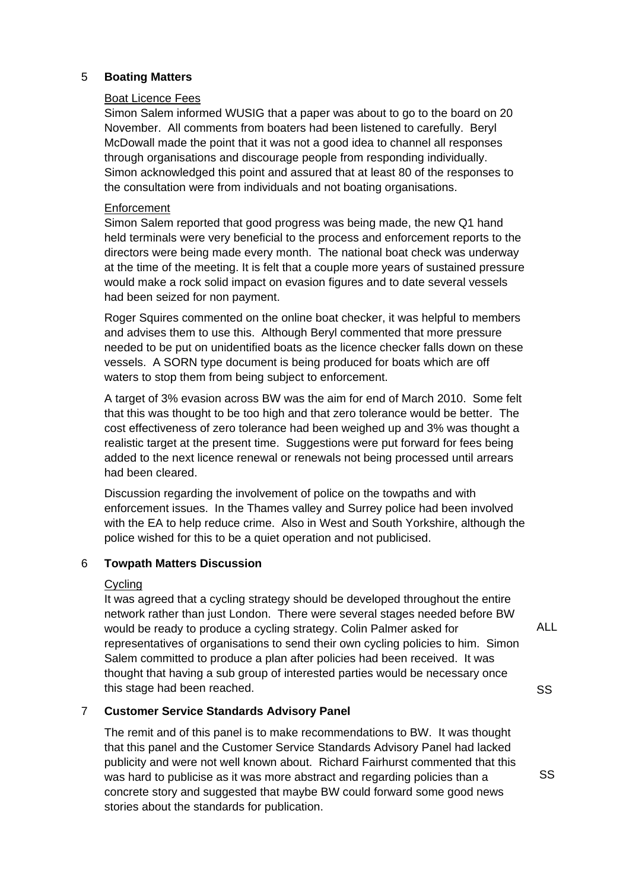## 5 Boating Matters

Boat Licence Fees

Simon Salem informed WUSIG that a paper was about to go to the board on 20 November. All comments from boaters had been listened to carefully. Beryl McDowall made the point that it was not a good idea to channel all responses through organisations and discourage people from responding individually. Simon acknowledged this point and assured that at least 80 of the responses to the consultation were from individuals and not boating organisations.

Enforcement

Simon Salem reported that good progress was being made, the new Q1 hand held terminals were very beneficial to the process and enforcement reports to the directors were being made every month. The national boat check was underway at the time of the meeting. It is felt that a couple more years of sustained pressure would make a rock solid impact on evasion figures and to date several vessels had been seized for non payment.

Roger Squires commented on the online boat checker, it was helpful to members and advises them to use this. Although Beryl commented that more pressure needed to be put on unidentified boats as the licence checker falls down on these vessels. A SORN type document is being produced for boats which are off waters to stop them from being subject to enforcement.

A target of 3% evasion across BW was the aim for end of March 2010. Some felt that this was thought to be too high and that zero tolerance would be better. The cost effectiveness of zero tolerance had been weighed up and 3% was thought a realistic target at the present time. Suggestions were put forward for fees being added to the next licence renewal or renewals not being processed until arrears had been cleared.

Discussion regarding the involvement of police on the towpaths and with enforcement issues. In the Thames valley and Surrey police had been involved with the EA to help reduce crime. Also in West and South Yorkshire, although the police wished for this to be a quiet operation and not publicised.

## 6 Towpath Matters Discussion

Cycling

It was agreed that a cycling strategy should be developed throughout the entire network rather than just London. There were several stages needed before BW would be ready to produce a cycling strategy. Colin Palmer asked for representatives of organisations to send their own cycling policies to him. Simon Salem committed to produce a plan after policies had been received. It was thought that having a sub group of interested parties would be necessary once this stage had been reached.

ALL

SS

## 7 Customer Service Standards Advisory Panel

The remit and of this panel is to make recommendations to BW. It was thought that this panel and the Customer Service Standards Advisory Panel had lacked publicity and were not well known about. Richard Fairhurst commented that this was hard to publicise as it was more abstract and regarding policies than a concrete story and suggested that maybe BW could forward some good news stories about the standards for publication.

SS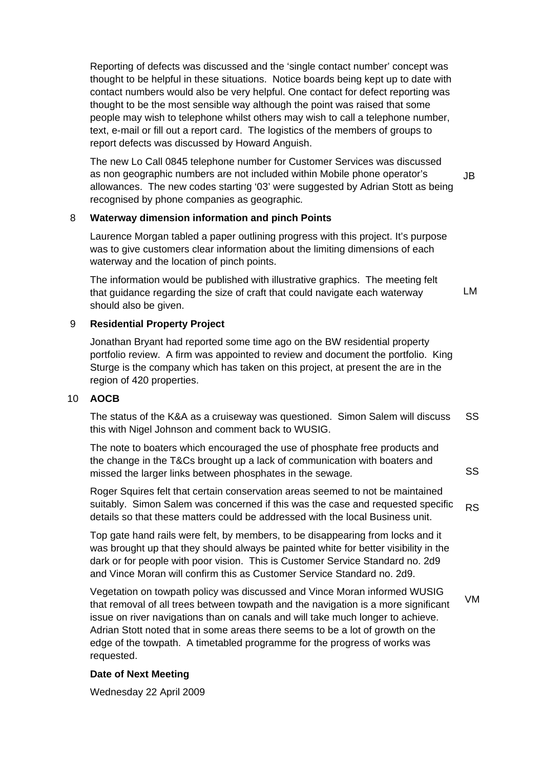Reporting of defects was discussed and the 'single contact number' concept was thought to be helpful in these situations. Notice boards being kept up to date with contact numbers would also be very helpful. One contact for defect reporting was thought to be the most sensible way although the point was raised that some people may wish to telephone whilst others may wish to call a telephone number, text, e-mail or fill out a report card. The logistics of the members of groups to report defects was discussed by Howard Anguish.

The new Lo Call 0845 telephone number for Customer Services was discussed as non geographic numbers are not included within Mobile phone operator's allowances. The new codes starting '03' were suggested by Adrian Stott as being recognised by phone companies as geographic. **JB**

## 8 Waterway dimension information and pinch Points

Laurence Morgan tabled a paper outlining progress with this project. It's purpose was to give customers clear information about the limiting dimensions of each waterway and the location of pinch points.

The information would be published with illustrative graphics. The meeting felt that guidance regarding the size of craft that could navigate each waterway should also be given. **LM**

## 9 Residential Property Project

Jonathan Bryant had reported some time ago on the BW residential property portfolio review. A firm was appointed to review and document the portfolio. King Sturge is the company which has taken on this project, at present the are in the region of 420 properties.

## 10 AOCB

The status of the K&A as a cruiseway was questioned. Simon Salem will discuss this with Nigel Johnson and comment back to WUSIG. **SS**

The note to boaters which encouraged the use of phosphate free products and the change in the T&Cs brought up a lack of communication with boaters and missed the larger links between phosphates in the sewage. **SS**

Roger Squires felt that certain conservation areas seemed to not be maintained suitably. Simon Salem was concerned if this was the case and requested specific details so that these matters could be addressed with the local Business unit. **RS**

Top gate hand rails were felt, by members, to be disappearing from locks and it was brought up that they should always be painted white for better visibility in the dark or for people with poor vision. This is Customer Service Standard no. 2d9 and Vince Moran will confirm this as Customer Service Standard no. 2d9.

Vegetation on towpath policy was discussed and Vince Moran informed WUSIG that removal of all trees between towpath and the navigation is a more significant issue on river navigations than on canals and will take much longer to achieve. Adrian Stott noted that in some areas there seems to be a lot of growth on the edge of the towpath. A timetabled programme for the progress of works was requested. **VM**

**Date of Next Meeting**

Wednesday 22 April 2009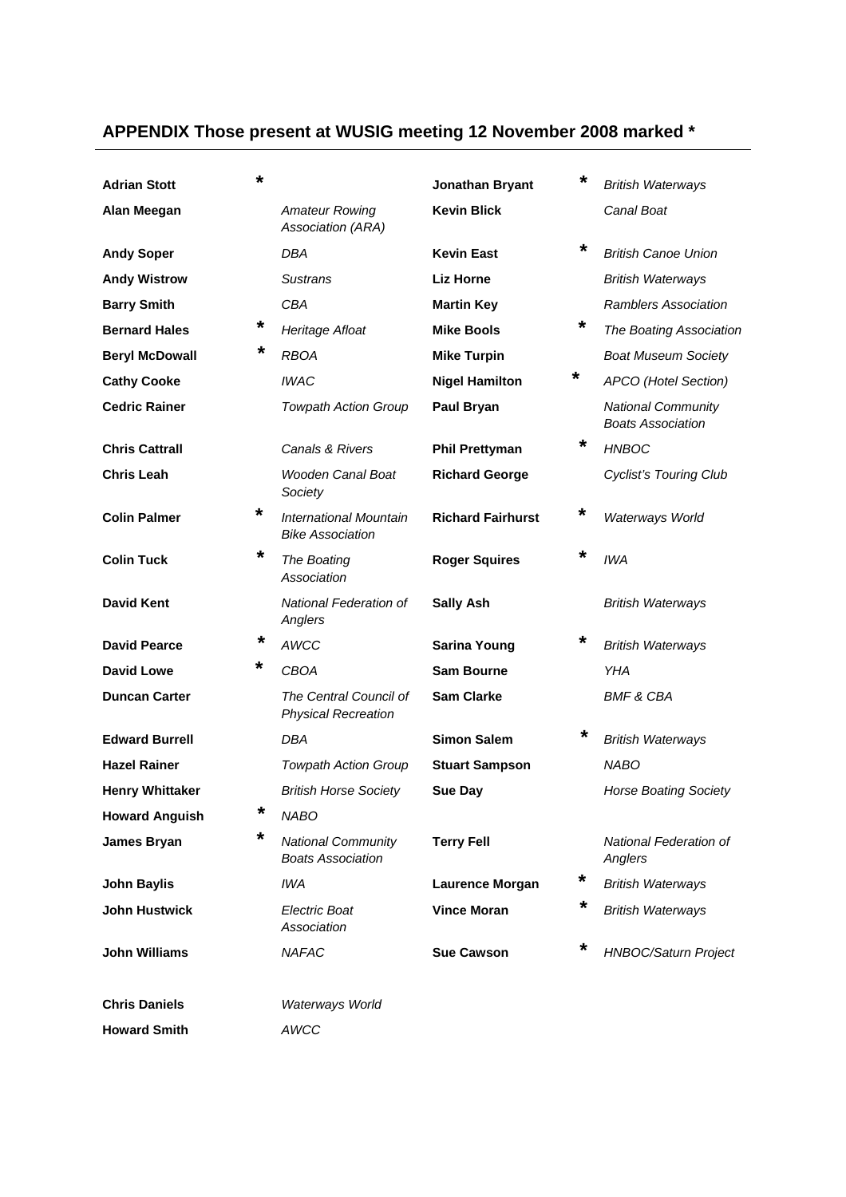## APPENDIX Those present at WUSIG meeting 12 November 2008 marked *

| | | | | | |
|---|---|---|---|---|---|
| **Adrian Stott** | * | | **Jonathan Bryant** | * | *British Waterways* |
| **Alan Meegan** | | *Amateur Rowing Association (ARA)* | **Kevin Blick** | | *Canal Boat* |
| **Andy Soper** | | *DBA* | **Kevin East** | * | *British Canoe Union* |
| **Andy Wistrow** | | *Sustrans* | **Liz Horne** | | *British Waterways* |
| **Barry Smith** | | *CBA* | **Martin Key** | | *Ramblers Association* |
| **Bernard Hales** | * | *Heritage Afloat* | **Mike Bools** | * | *The Boating Association* |
| **Beryl McDowall** | * | *RBOA* | **Mike Turpin** | | *Boat Museum Society* |
| **Cathy Cooke** | | *IWAC* | **Nigel Hamilton** | * | *APCO (Hotel Section)* |
| **Cedric Rainer** | | *Towpath Action Group* | **Paul Bryan** | | *National Community Boats Association* |
| **Chris Cattrall** | | *Canals & Rivers* | **Phil Prettyman** | * | *HNBOC* |
| **Chris Leah** | | *Wooden Canal Boat Society* | **Richard George** | | *Cyclist's Touring Club* |
| **Colin Palmer** | * | *International Mountain Bike Association* | **Richard Fairhurst** | * | *Waterways World* |
| **Colin Tuck** | * | *The Boating Association* | **Roger Squires** | * | *IWA* |
| **David Kent** | | *National Federation of Anglers* | **Sally Ash** | | *British Waterways* |
| **David Pearce** | * | *AWCC* | **Sarina Young** | * | *British Waterways* |
| **David Lowe** | * | *CBOA* | **Sam Bourne** | | *YHA* |
| **Duncan Carter** | | *The Central Council of Physical Recreation* | **Sam Clarke** | | *BMF & CBA* |
| **Edward Burrell** | | *DBA* | **Simon Salem** | * | *British Waterways* |
| **Hazel Rainer** | | *Towpath Action Group* | **Stuart Sampson** | | *NABO* |
| **Henry Whittaker** | | *British Horse Society* | **Sue Day** | | *Horse Boating Society* |
| **Howard Anguish** | * | *NABO* | | | |
| **James Bryan** | * | *National Community Boats Association* | **Terry Fell** | | *National Federation of Anglers* |
| **John Baylis** | | *IWA* | **Laurence Morgan** | * | *British Waterways* |
| **John Hustwick** | | *Electric Boat Association* | **Vince Moran** | * | *British Waterways* |
| **John Williams** | | *NAFAC* | **Sue Cawson** | * | *HNBOC/Saturn Project* |
| **Chris Daniels** | | *Waterways World* | | | |
| **Howard Smith** | | *AWCC* | | | |